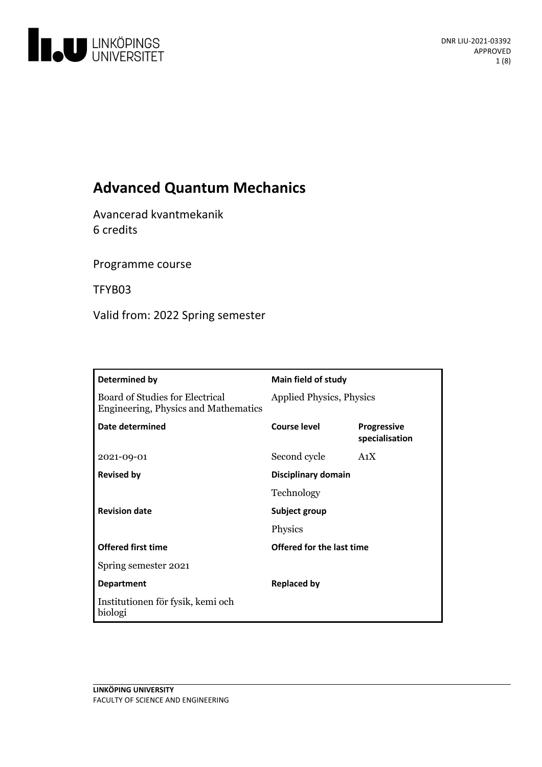DNR LIU-2021-03392
APPROVED

# Advanced Quantum Mechanics

Avancerad kvantmekanik
6 credits

Programme course

TFYB03

Valid from: 2022 Spring semester

| **Determined by** | **Main field of study** | |
|---|---|---|
| Board of Studies for Electrical Engineering, Physics and Mathematics | Applied Physics, Physics | |
| **Date determined** | **Course level** | **Progressive specialisation** |
| 2021-09-01 | Second cycle | A1X |
| **Revised by** | **Disciplinary domain** | |
| | Technology | |
| **Revision date** | **Subject group** | |
| | Physics | |
| **Offered first time** | **Offered for the last time** | |
| Spring semester 2021 | | |
| **Department** | **Replaced by** | |
| Institutionen för fysik, kemi och biologi | | |

LINKÖPING UNIVERSITY
FACULTY OF SCIENCE AND ENGINEERING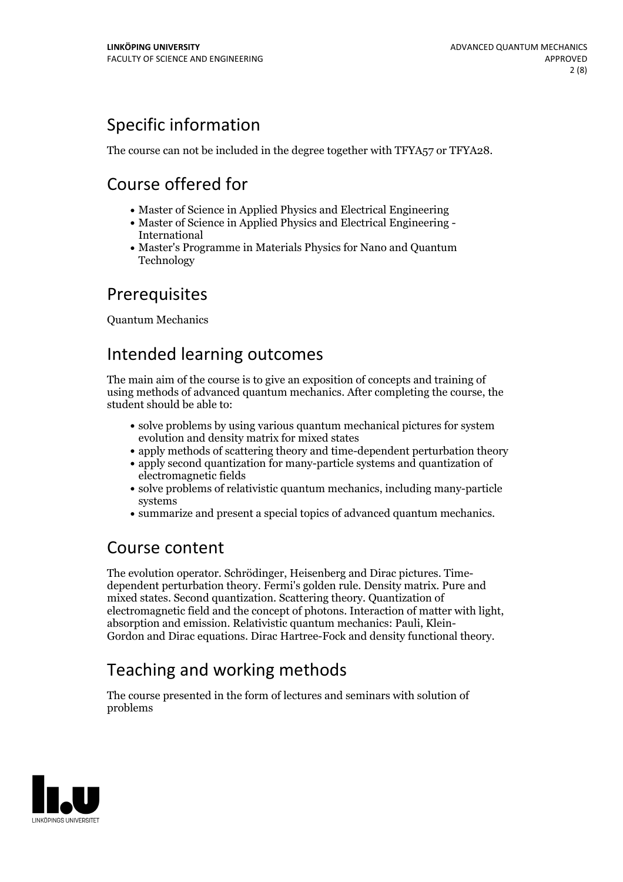## Specific information

The course can not be included in the degree together with TFYA57 or TFYA28.

## Course offered for

- Master of Science in Applied Physics and Electrical Engineering
- Master of Science in Applied Physics and Electrical Engineering - International
- Master's Programme in Materials Physics for Nano and Quantum Technology

## Prerequisites

Quantum Mechanics

## Intended learning outcomes

The main aim of the course is to give an exposition of concepts and training of using methods of advanced quantum mechanics. After completing the course, the student should be able to:

- solve problems by using various quantum mechanical pictures for system evolution and density matrix for mixed states
- apply methods of scattering theory and time-dependent perturbation theory
- apply second quantization for many-particle systems and quantization of electromagnetic fields
- solve problems of relativistic quantum mechanics, including many-particle systems
- summarize and present a special topics of advanced quantum mechanics.

## Course content

The evolution operator. Schrödinger, Heisenberg and Dirac pictures. Time-dependent perturbation theory. Fermi's golden rule. Density matrix. Pure and mixed states. Second quantization. Scattering theory. Quantization of electromagnetic field and the concept of photons. Interaction of matter with light, absorption and emission. Relativistic quantum mechanics: Pauli, Klein-Gordon and Dirac equations. Dirac Hartree-Fock and density functional theory.

## Teaching and working methods

The course presented in the form of lectures and seminars with solution of problems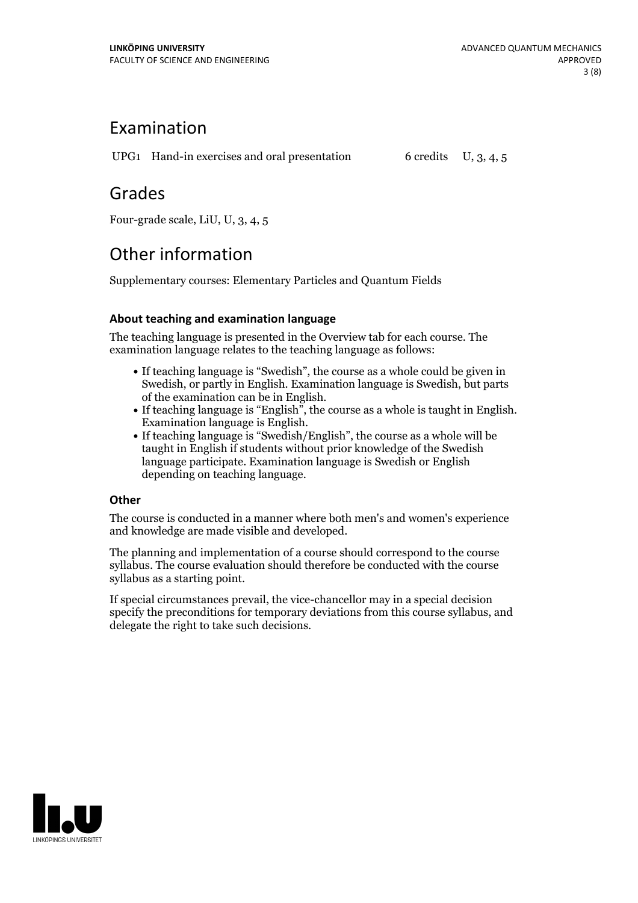## Examination

| | | | |
|---|---|---|---|
| UPG1 | Hand-in exercises and oral presentation | 6 credits | U, 3, 4, 5 |

## Grades

Four-grade scale, LiU, U, 3, 4, 5

## Other information

Supplementary courses: Elementary Particles and Quantum Fields

### About teaching and examination language

The teaching language is presented in the Overview tab for each course. The examination language relates to the teaching language as follows:

- If teaching language is "Swedish", the course as a whole could be given in Swedish, or partly in English. Examination language is Swedish, but parts of the examination can be in English.
- If teaching language is "English", the course as a whole is taught in English. Examination language is English.
- If teaching language is "Swedish/English", the course as a whole will be taught in English if students without prior knowledge of the Swedish language participate. Examination language is Swedish or English depending on teaching language.

### Other

The course is conducted in a manner where both men's and women's experience and knowledge are made visible and developed.

The planning and implementation of a course should correspond to the course syllabus. The course evaluation should therefore be conducted with the course syllabus as a starting point.

If special circumstances prevail, the vice-chancellor may in a special decision specify the preconditions for temporary deviations from this course syllabus, and delegate the right to take such decisions.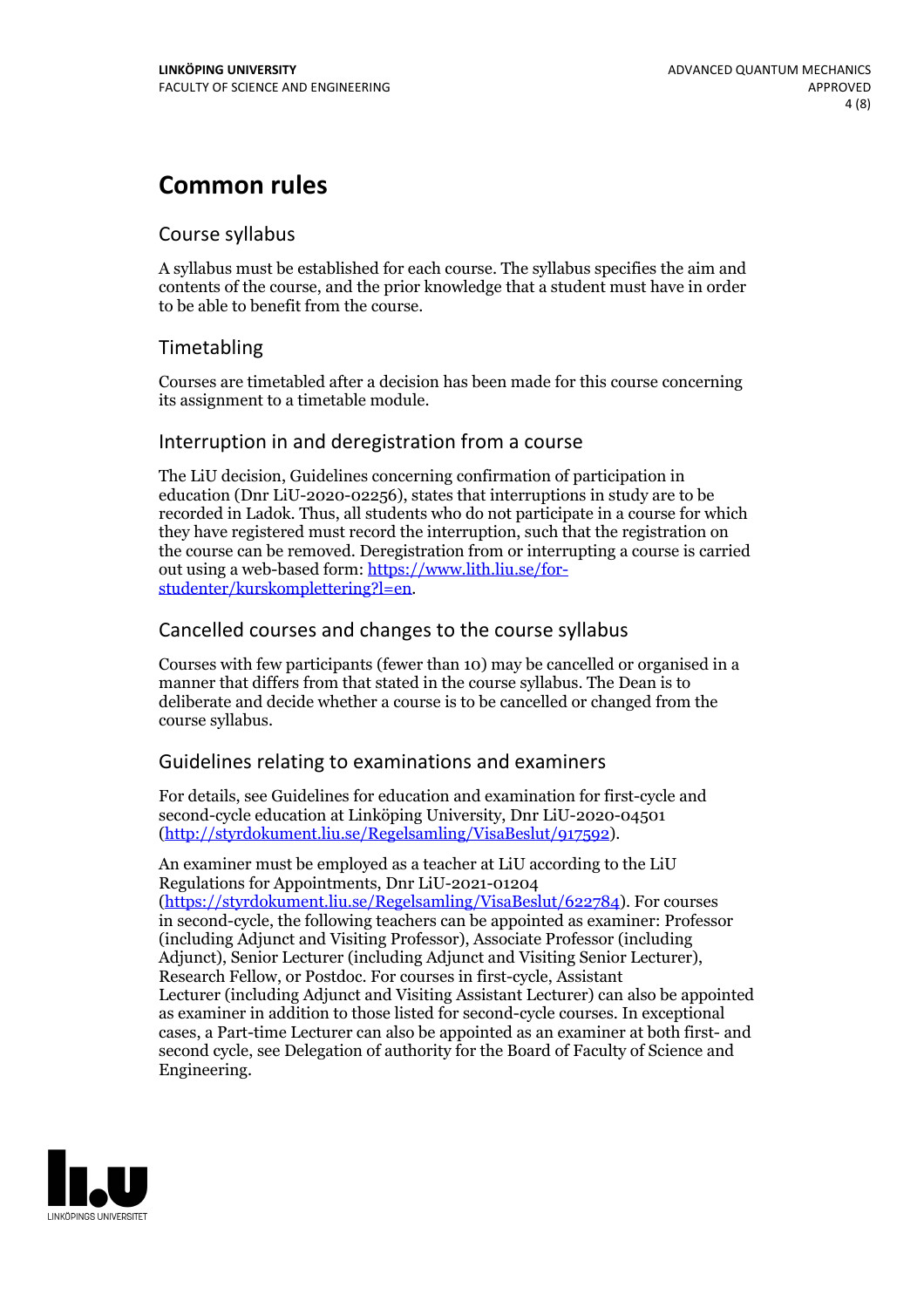# Common rules

## Course syllabus

A syllabus must be established for each course. The syllabus specifies the aim and contents of the course, and the prior knowledge that a student must have in order to be able to benefit from the course.

## Timetabling

Courses are timetabled after a decision has been made for this course concerning its assignment to a timetable module.

## Interruption in and deregistration from a course

The LiU decision, Guidelines concerning confirmation of participation in education (Dnr LiU-2020-02256), states that interruptions in study are to be recorded in Ladok. Thus, all students who do not participate in a course for which they have registered must record the interruption, such that the registration on the course can be removed. Deregistration from or interrupting a course is carried out using a web-based form: [https://www.lith.liu.se/for-studenter/kurskomplettering?l=en](https://www.lith.liu.se/for-studenter/kurskomplettering?l=en).

## Cancelled courses and changes to the course syllabus

Courses with few participants (fewer than 10) may be cancelled or organised in a manner that differs from that stated in the course syllabus. The Dean is to deliberate and decide whether a course is to be cancelled or changed from the course syllabus.

## Guidelines relating to examinations and examiners

For details, see Guidelines for education and examination for first-cycle and second-cycle education at Linköping University, Dnr LiU-2020-04501 ([http://styrdokument.liu.se/Regelsamling/VisaBeslut/917592](http://styrdokument.liu.se/Regelsamling/VisaBeslut/917592)).

An examiner must be employed as a teacher at LiU according to the LiU Regulations for Appointments, Dnr LiU-2021-01204 ([https://styrdokument.liu.se/Regelsamling/VisaBeslut/622784](https://styrdokument.liu.se/Regelsamling/VisaBeslut/622784)). For courses in second-cycle, the following teachers can be appointed as examiner: Professor (including Adjunct and Visiting Professor), Associate Professor (including Adjunct), Senior Lecturer (including Adjunct and Visiting Senior Lecturer), Research Fellow, or Postdoc. For courses in first-cycle, Assistant Lecturer (including Adjunct and Visiting Assistant Lecturer) can also be appointed as examiner in addition to those listed for second-cycle courses. In exceptional cases, a Part-time Lecturer can also be appointed as an examiner at both first- and second cycle, see Delegation of authority for the Board of Faculty of Science and Engineering.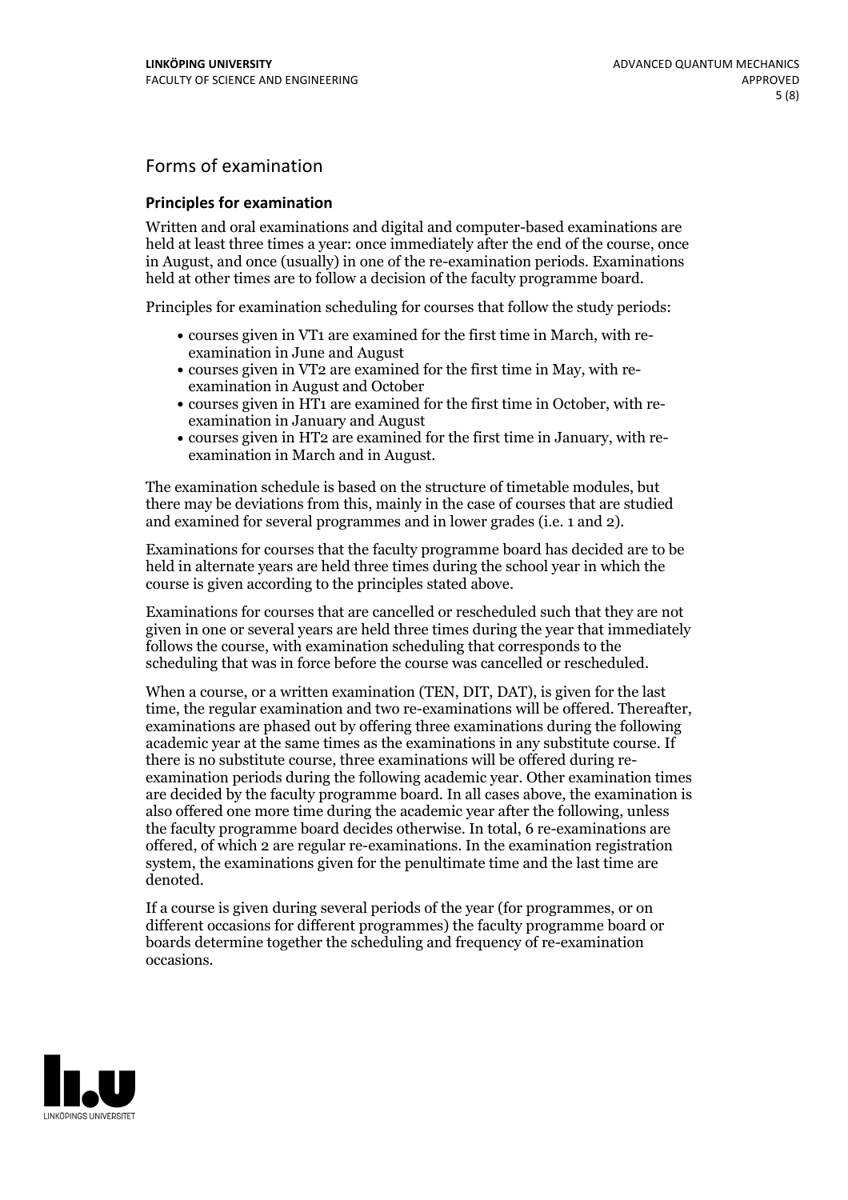## Forms of examination

### Principles for examination

Written and oral examinations and digital and computer-based examinations are held at least three times a year: once immediately after the end of the course, once in August, and once (usually) in one of the re-examination periods. Examinations held at other times are to follow a decision of the faculty programme board.

Principles for examination scheduling for courses that follow the study periods:

- courses given in VT1 are examined for the first time in March, with re-examination in June and August
- courses given in VT2 are examined for the first time in May, with re-examination in August and October
- courses given in HT1 are examined for the first time in October, with re-examination in January and August
- courses given in HT2 are examined for the first time in January, with re-examination in March and in August.

The examination schedule is based on the structure of timetable modules, but there may be deviations from this, mainly in the case of courses that are studied and examined for several programmes and in lower grades (i.e. 1 and 2).

Examinations for courses that the faculty programme board has decided are to be held in alternate years are held three times during the school year in which the course is given according to the principles stated above.

Examinations for courses that are cancelled or rescheduled such that they are not given in one or several years are held three times during the year that immediately follows the course, with examination scheduling that corresponds to the scheduling that was in force before the course was cancelled or rescheduled.

When a course, or a written examination (TEN, DIT, DAT), is given for the last time, the regular examination and two re-examinations will be offered. Thereafter, examinations are phased out by offering three examinations during the following academic year at the same times as the examinations in any substitute course. If there is no substitute course, three examinations will be offered during re-examination periods during the following academic year. Other examination times are decided by the faculty programme board. In all cases above, the examination is also offered one more time during the academic year after the following, unless the faculty programme board decides otherwise. In total, 6 re-examinations are offered, of which 2 are regular re-examinations. In the examination registration system, the examinations given for the penultimate time and the last time are denoted.

If a course is given during several periods of the year (for programmes, or on different occasions for different programmes) the faculty programme board or boards determine together the scheduling and frequency of re-examination occasions.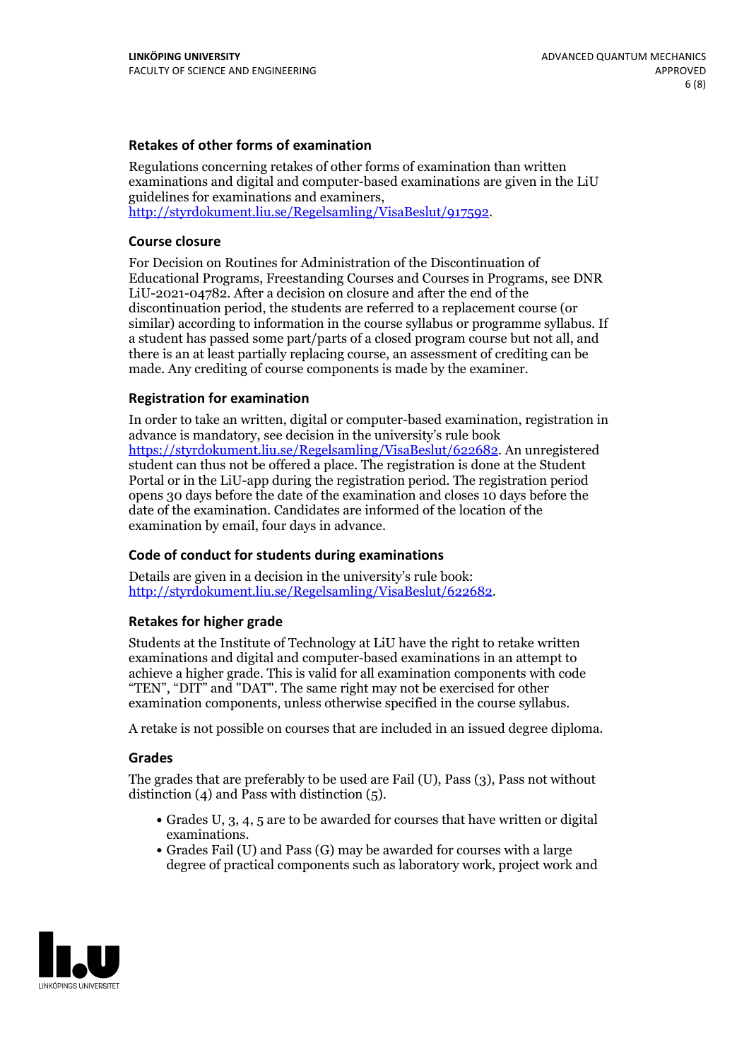### Retakes of other forms of examination

Regulations concerning retakes of other forms of examination than written examinations and digital and computer-based examinations are given in the LiU guidelines for examinations and examiners, http://styrdokument.liu.se/Regelsamling/VisaBeslut/917592.

### Course closure

For Decision on Routines for Administration of the Discontinuation of Educational Programs, Freestanding Courses and Courses in Programs, see DNR LiU-2021-04782. After a decision on closure and after the end of the discontinuation period, the students are referred to a replacement course (or similar) according to information in the course syllabus or programme syllabus. If a student has passed some part/parts of a closed program course but not all, and there is an at least partially replacing course, an assessment of crediting can be made. Any crediting of course components is made by the examiner.

### Registration for examination

In order to take an written, digital or computer-based examination, registration in advance is mandatory, see decision in the university's rule book https://styrdokument.liu.se/Regelsamling/VisaBeslut/622682. An unregistered student can thus not be offered a place. The registration is done at the Student Portal or in the LiU-app during the registration period. The registration period opens 30 days before the date of the examination and closes 10 days before the date of the examination. Candidates are informed of the location of the examination by email, four days in advance.

### Code of conduct for students during examinations

Details are given in a decision in the university's rule book: http://styrdokument.liu.se/Regelsamling/VisaBeslut/622682.

### Retakes for higher grade

Students at the Institute of Technology at LiU have the right to retake written examinations and digital and computer-based examinations in an attempt to achieve a higher grade. This is valid for all examination components with code "TEN", "DIT" and "DAT". The same right may not be exercised for other examination components, unless otherwise specified in the course syllabus.

A retake is not possible on courses that are included in an issued degree diploma.

### Grades

The grades that are preferably to be used are Fail (U), Pass (3), Pass not without distinction (4) and Pass with distinction (5).

- Grades U, 3, 4, 5 are to be awarded for courses that have written or digital examinations.
- Grades Fail (U) and Pass (G) may be awarded for courses with a large degree of practical components such as laboratory work, project work and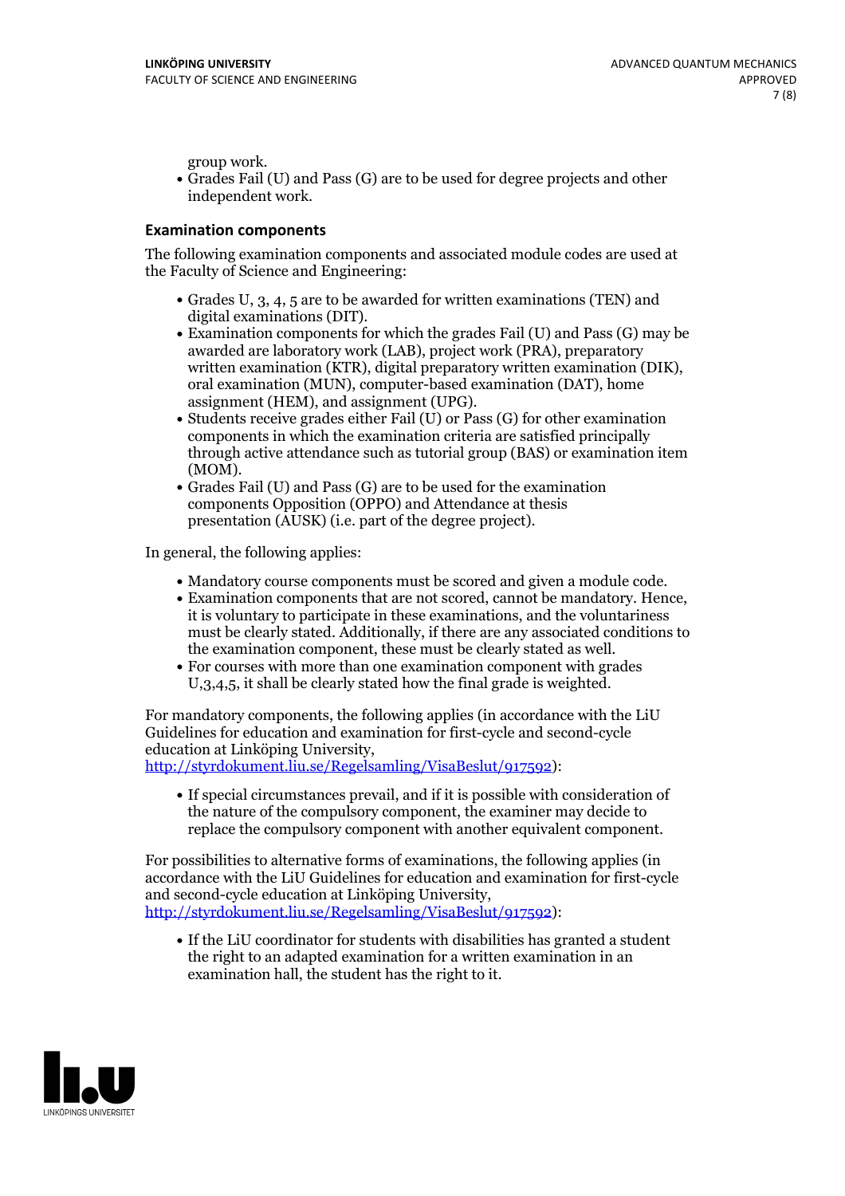group work.

- Grades Fail (U) and Pass (G) are to be used for degree projects and other independent work.

### Examination components

The following examination components and associated module codes are used at the Faculty of Science and Engineering:

- Grades U, 3, 4, 5 are to be awarded for written examinations (TEN) and digital examinations (DIT).
- Examination components for which the grades Fail (U) and Pass (G) may be awarded are laboratory work (LAB), project work (PRA), preparatory written examination (KTR), digital preparatory written examination (DIK), oral examination (MUN), computer-based examination (DAT), home assignment (HEM), and assignment (UPG).
- Students receive grades either Fail (U) or Pass (G) for other examination components in which the examination criteria are satisfied principally through active attendance such as tutorial group (BAS) or examination item (MOM).
- Grades Fail (U) and Pass (G) are to be used for the examination components Opposition (OPPO) and Attendance at thesis presentation (AUSK) (i.e. part of the degree project).

In general, the following applies:

- Mandatory course components must be scored and given a module code.
- Examination components that are not scored, cannot be mandatory. Hence, it is voluntary to participate in these examinations, and the voluntariness must be clearly stated. Additionally, if there are any associated conditions to the examination component, these must be clearly stated as well.
- For courses with more than one examination component with grades U,3,4,5, it shall be clearly stated how the final grade is weighted.

For mandatory components, the following applies (in accordance with the LiU Guidelines for education and examination for first-cycle and second-cycle education at Linköping University, http://styrdokument.liu.se/Regelsamling/VisaBeslut/917592):

- If special circumstances prevail, and if it is possible with consideration of the nature of the compulsory component, the examiner may decide to replace the compulsory component with another equivalent component.

For possibilities to alternative forms of examinations, the following applies (in accordance with the LiU Guidelines for education and examination for first-cycle and second-cycle education at Linköping University, http://styrdokument.liu.se/Regelsamling/VisaBeslut/917592):

- If the LiU coordinator for students with disabilities has granted a student the right to an adapted examination for a written examination in an examination hall, the student has the right to it.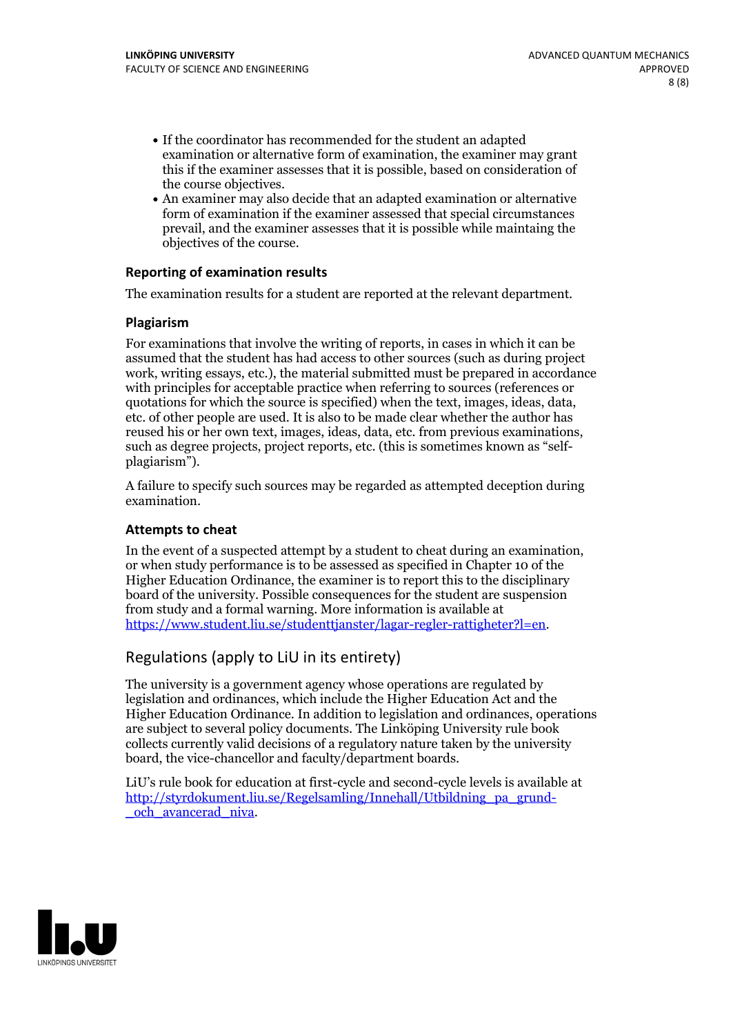- If the coordinator has recommended for the student an adapted examination or alternative form of examination, the examiner may grant this if the examiner assesses that it is possible, based on consideration of the course objectives.
- An examiner may also decide that an adapted examination or alternative form of examination if the examiner assessed that special circumstances prevail, and the examiner assesses that it is possible while maintaing the objectives of the course.

### Reporting of examination results

The examination results for a student are reported at the relevant department.

### Plagiarism

For examinations that involve the writing of reports, in cases in which it can be assumed that the student has had access to other sources (such as during project work, writing essays, etc.), the material submitted must be prepared in accordance with principles for acceptable practice when referring to sources (references or quotations for which the source is specified) when the text, images, ideas, data, etc. of other people are used. It is also to be made clear whether the author has reused his or her own text, images, ideas, data, etc. from previous examinations, such as degree projects, project reports, etc. (this is sometimes known as "self-plagiarism").

A failure to specify such sources may be regarded as attempted deception during examination.

### Attempts to cheat

In the event of a suspected attempt by a student to cheat during an examination, or when study performance is to be assessed as specified in Chapter 10 of the Higher Education Ordinance, the examiner is to report this to the disciplinary board of the university. Possible consequences for the student are suspension from study and a formal warning. More information is available at [https://www.student.liu.se/studenttjanster/lagar-regler-rattigheter?l=en](https://www.student.liu.se/studenttjanster/lagar-regler-rattigheter?l=en).

## Regulations (apply to LiU in its entirety)

The university is a government agency whose operations are regulated by legislation and ordinances, which include the Higher Education Act and the Higher Education Ordinance. In addition to legislation and ordinances, operations are subject to several policy documents. The Linköping University rule book collects currently valid decisions of a regulatory nature taken by the university board, the vice-chancellor and faculty/department boards.

LiU's rule book for education at first-cycle and second-cycle levels is available at [http://styrdokument.liu.se/Regelsamling/Innehall/Utbildning_pa_grund-_och_avancerad_niva](http://styrdokument.liu.se/Regelsamling/Innehall/Utbildning_pa_grund-_och_avancerad_niva).